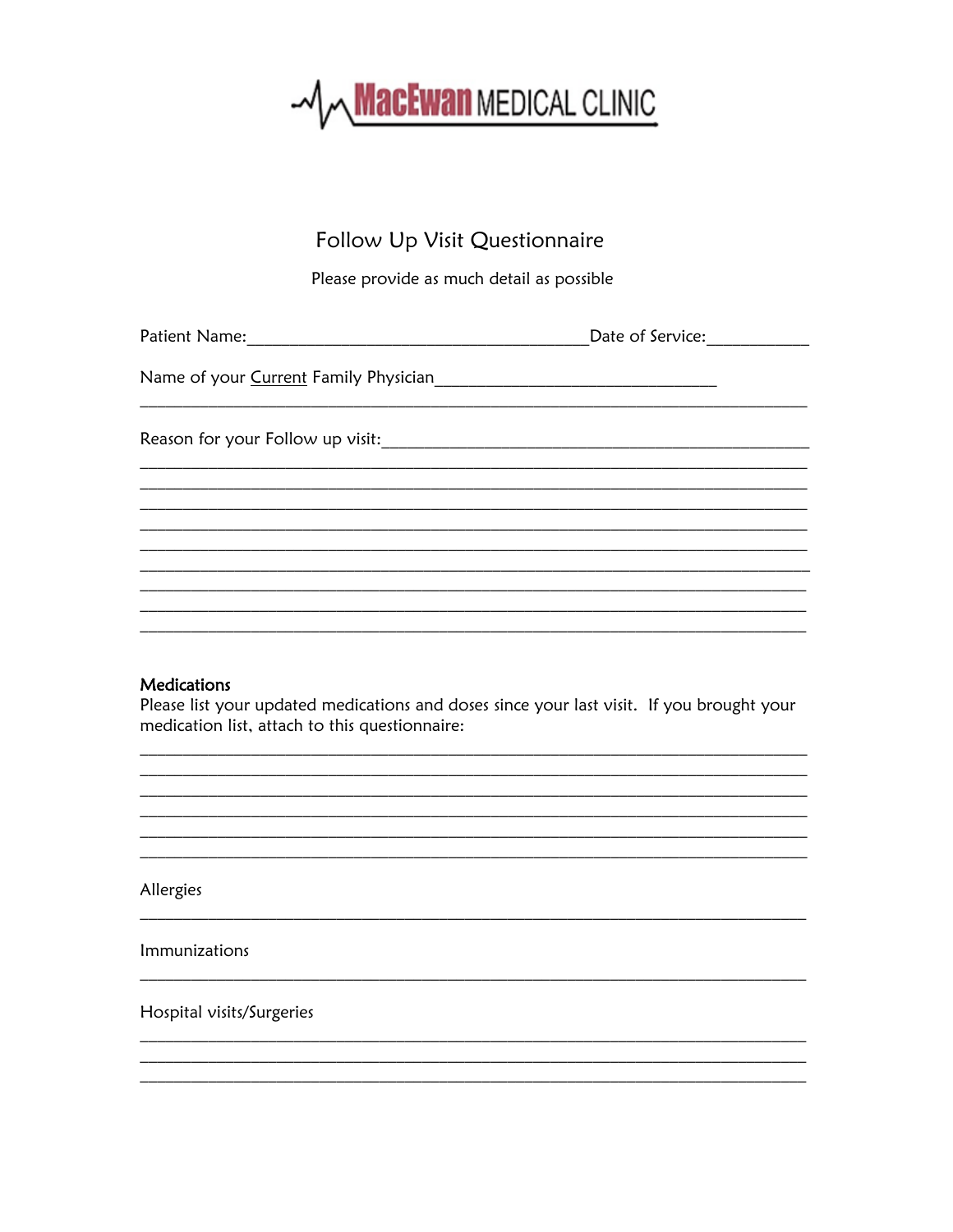MacEwan MEDICAL CLINIC

# Follow Up Visit Questionnaire

Please provide as much detail as possible

Patient Name:_______________________________________Date of Service:___________

Name of your <u>Current</u> Family Physician________________________________
_____________________________________________________________________________

Reason for your Follow up visit:_________________________________________________
_____________________________________________________________________________
_____________________________________________________________________________
_____________________________________________________________________________
_____________________________________________________________________________
_____________________________________________________________________________
_____________________________________________________________________________
_____________________________________________________________________________
_____________________________________________________________________________
_____________________________________________________________________________

**Medications**

Please list your updated medications and doses since your last visit. If you brought your medication list, attach to this questionnaire:

_____________________________________________________________________________
_____________________________________________________________________________
_____________________________________________________________________________
_____________________________________________________________________________
_____________________________________________________________________________
_____________________________________________________________________________

Allergies

_____________________________________________________________________________

Immunizations

_____________________________________________________________________________

Hospital visits/Surgeries

_____________________________________________________________________________
_____________________________________________________________________________
_____________________________________________________________________________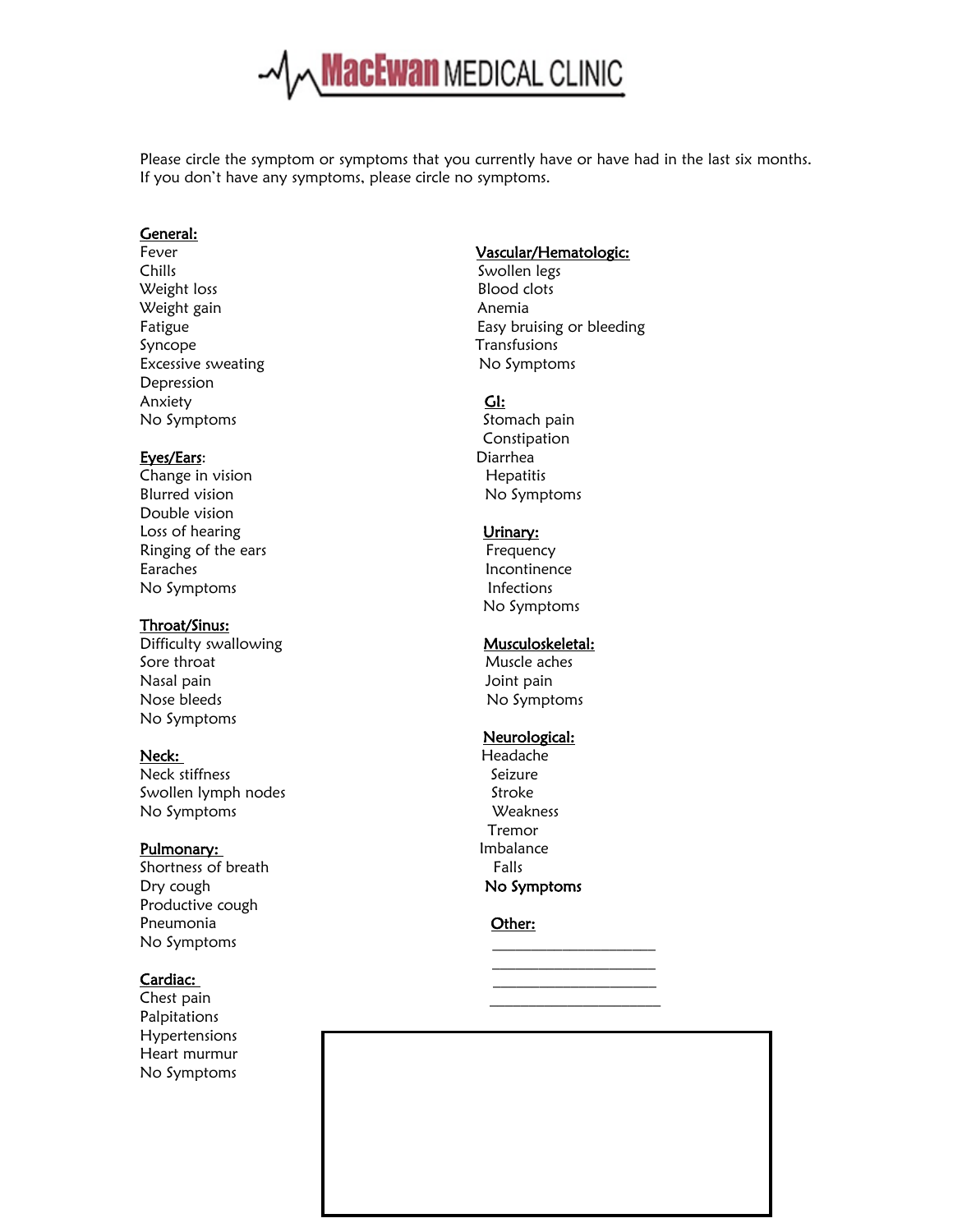# MacEwan MEDICAL CLINIC

Please circle the symptom or symptoms that you currently have or have had in the last six months.
If you don't have any symptoms, please circle no symptoms.

**General:**
Fever
Chills
Weight loss
Weight gain
Fatigue
Syncope
Excessive sweating
Depression
Anxiety
No Symptoms

**Eyes/Ears:**
Change in vision
Blurred vision
Double vision
Loss of hearing
Ringing of the ears
Earaches
No Symptoms

**Throat/Sinus:**
Difficulty swallowing
Sore throat
Nasal pain
Nose bleeds
No Symptoms

**Neck:**
Neck stiffness
Swollen lymph nodes
No Symptoms

**Pulmonary:**
Shortness of breath
Dry cough
Productive cough
Pneumonia
No Symptoms

**Cardiac:**
Chest pain
Palpitations
Hypertensions
Heart murmur
No Symptoms

**Vascular/Hematologic:**
Swollen legs
Blood clots
Anemia
Easy bruising or bleeding
Transfusions
No Symptoms

**GI:**
Stomach pain
Constipation
Diarrhea
Hepatitis
No Symptoms

**Urinary:**
Frequency
Incontinence
Infections
No Symptoms

**Musculoskeletal:**
Muscle aches
Joint pain
No Symptoms

**Neurological:**
Headache
Seizure
Stroke
Weakness
Tremor
Imbalance
Falls
No Symptoms

**Other:**
____________________
____________________
____________________
____________________